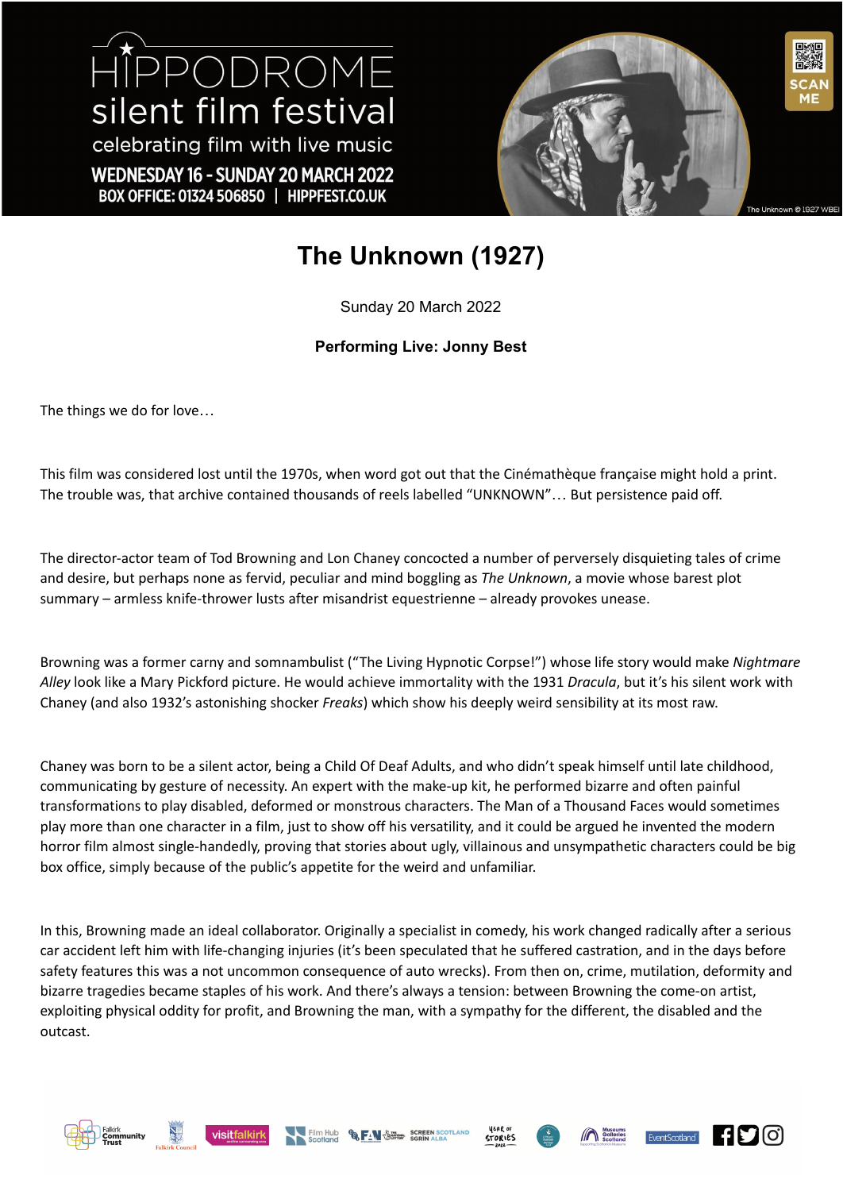HIPPODROME silent film festival

celebrating film with live music

WEDNESDAY 16 - SUNDAY 20 MARCH 2022

BOX OFFICE: 01324 506850 | HIPPFEST.CO.UK

SCAN ME

The Unknown © 1927 WBEI

# The Unknown (1927)

Sunday 20 March 2022

**Performing Live: Jonny Best**

The things we do for love…

This film was considered lost until the 1970s, when word got out that the Cinémathèque française might hold a print. The trouble was, that archive contained thousands of reels labelled "UNKNOWN"… But persistence paid off.

The director-actor team of Tod Browning and Lon Chaney concocted a number of perversely disquieting tales of crime and desire, but perhaps none as fervid, peculiar and mind boggling as *The Unknown*, a movie whose barest plot summary – armless knife-thrower lusts after misandrist equestrienne – already provokes unease.

Browning was a former carny and somnambulist ("The Living Hypnotic Corpse!") whose life story would make *Nightmare Alley* look like a Mary Pickford picture. He would achieve immortality with the 1931 *Dracula*, but it's his silent work with Chaney (and also 1932's astonishing shocker *Freaks*) which show his deeply weird sensibility at its most raw.

Chaney was born to be a silent actor, being a Child Of Deaf Adults, and who didn't speak himself until late childhood, communicating by gesture of necessity. An expert with the make-up kit, he performed bizarre and often painful transformations to play disabled, deformed or monstrous characters. The Man of a Thousand Faces would sometimes play more than one character in a film, just to show off his versatility, and it could be argued he invented the modern horror film almost single-handedly, proving that stories about ugly, villainous and unsympathetic characters could be big box office, simply because of the public's appetite for the weird and unfamiliar.

In this, Browning made an ideal collaborator. Originally a specialist in comedy, his work changed radically after a serious car accident left him with life-changing injuries (it's been speculated that he suffered castration, and in the days before safety features this was a not uncommon consequence of auto wrecks). From then on, crime, mutilation, deformity and bizarre tragedies became staples of his work. And there's always a tension: between Browning the come-on artist, exploiting physical oddity for profit, and Browning the man, with a sympathy for the different, the disabled and the outcast.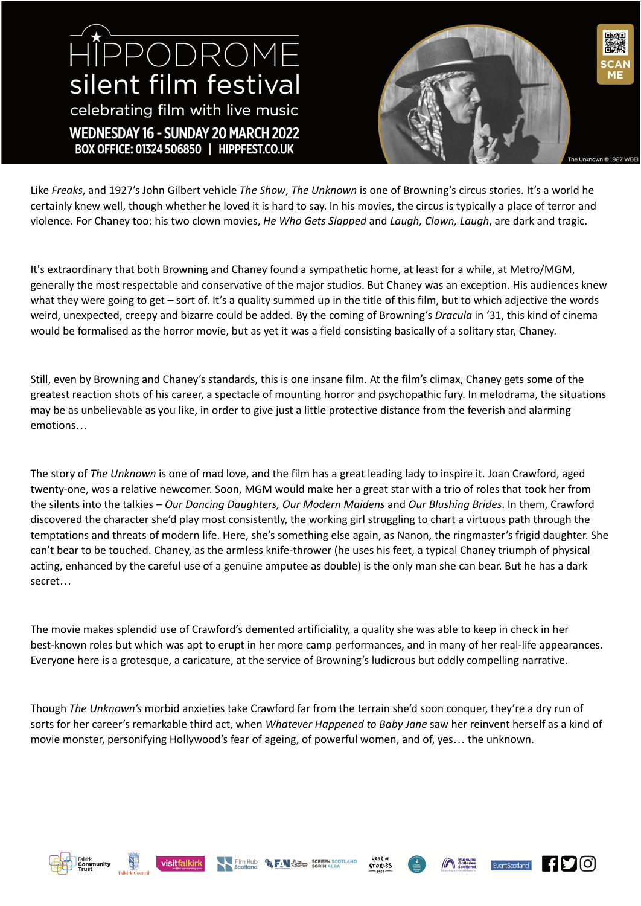Like *Freaks*, and 1927's John Gilbert vehicle *The Show*, *The Unknown* is one of Browning's circus stories. It's a world he certainly knew well, though whether he loved it is hard to say. In his movies, the circus is typically a place of terror and violence. For Chaney too: his two clown movies, *He Who Gets Slapped* and *Laugh, Clown, Laugh*, are dark and tragic.

It's extraordinary that both Browning and Chaney found a sympathetic home, at least for a while, at Metro/MGM, generally the most respectable and conservative of the major studios. But Chaney was an exception. His audiences knew what they were going to get – sort of. It's a quality summed up in the title of this film, but to which adjective the words weird, unexpected, creepy and bizarre could be added. By the coming of Browning's *Dracula* in '31, this kind of cinema would be formalised as the horror movie, but as yet it was a field consisting basically of a solitary star, Chaney.

Still, even by Browning and Chaney's standards, this is one insane film. At the film's climax, Chaney gets some of the greatest reaction shots of his career, a spectacle of mounting horror and psychopathic fury. In melodrama, the situations may be as unbelievable as you like, in order to give just a little protective distance from the feverish and alarming emotions…

The story of *The Unknown* is one of mad love, and the film has a great leading lady to inspire it. Joan Crawford, aged twenty-one, was a relative newcomer. Soon, MGM would make her a great star with a trio of roles that took her from the silents into the talkies – *Our Dancing Daughters, Our Modern Maidens* and *Our Blushing Brides*. In them, Crawford discovered the character she'd play most consistently, the working girl struggling to chart a virtuous path through the temptations and threats of modern life. Here, she's something else again, as Nanon, the ringmaster's frigid daughter. She can't bear to be touched. Chaney, as the armless knife-thrower (he uses his feet, a typical Chaney triumph of physical acting, enhanced by the careful use of a genuine amputee as double) is the only man she can bear. But he has a dark secret…

The movie makes splendid use of Crawford's demented artificiality, a quality she was able to keep in check in her best-known roles but which was apt to erupt in her more camp performances, and in many of her real-life appearances. Everyone here is a grotesque, a caricature, at the service of Browning's ludicrous but oddly compelling narrative.

Though *The Unknown's* morbid anxieties take Crawford far from the terrain she'd soon conquer, they're a dry run of sorts for her career's remarkable third act, when *Whatever Happened to Baby Jane* saw her reinvent herself as a kind of movie monster, personifying Hollywood's fear of ageing, of powerful women, and of, yes… the unknown.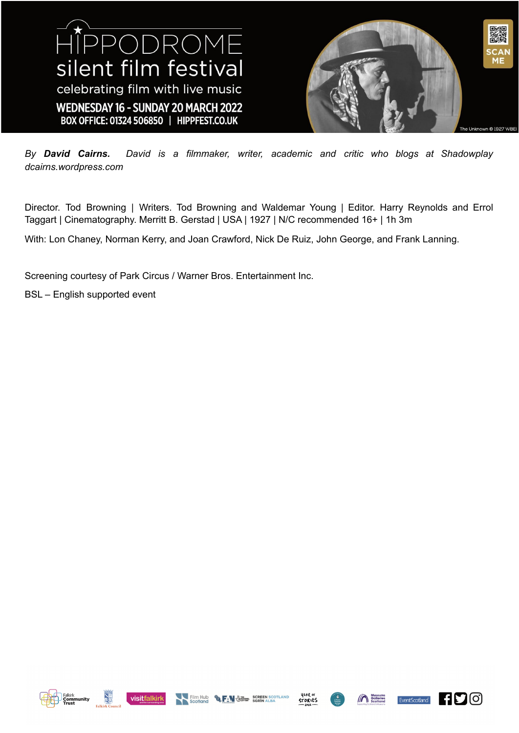*By **David Cairns**. David is a filmmaker, writer, academic and critic who blogs at Shadowplay dcairns.wordpress.com*

Director. Tod Browning | Writers. Tod Browning and Waldemar Young | Editor. Harry Reynolds and Errol Taggart | Cinematography. Merritt B. Gerstad | USA | 1927 | N/C recommended 16+ | 1h 3m

With: Lon Chaney, Norman Kerry, and Joan Crawford, Nick De Ruiz, John George, and Frank Lanning.

Screening courtesy of Park Circus / Warner Bros. Entertainment Inc.

BSL – English supported event